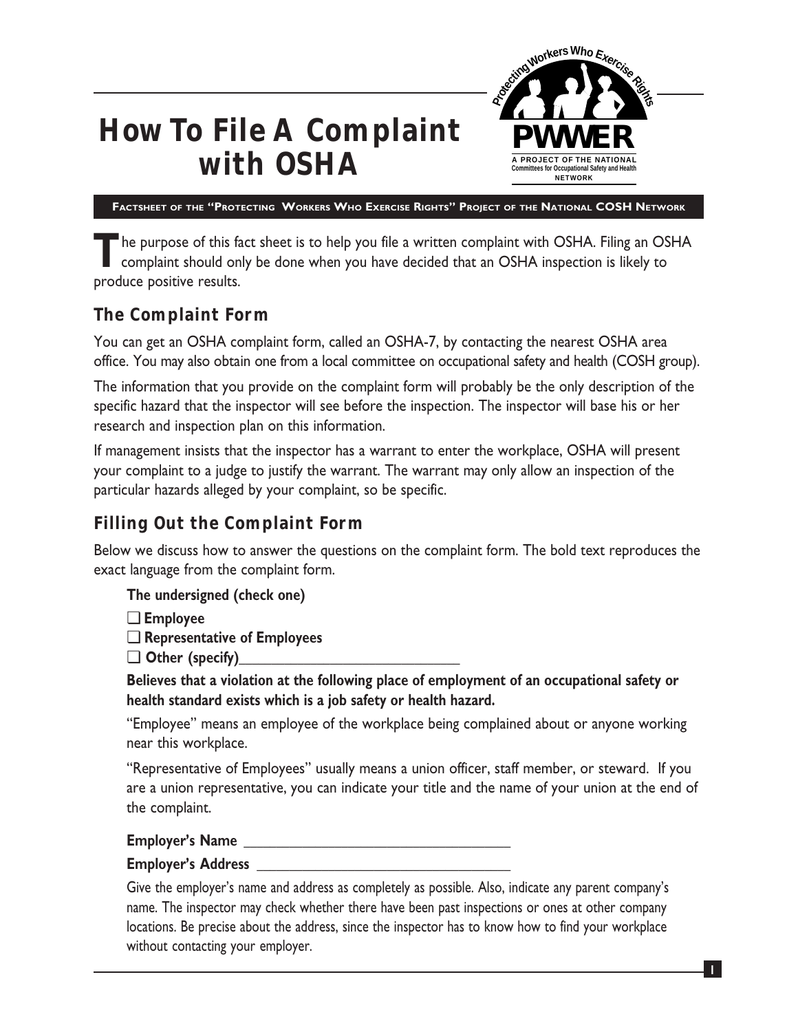# How To File A Complaint with OSHA

**PWWER** — Protecting Workers Who Exercise Rights — A PROJECT OF THE NATIONAL Committees for Occupational Safety and Health NETWORK

**FACTSHEET OF THE "PROTECTING WORKERS WHO EXERCISE RIGHTS" PROJECT OF THE NATIONAL COSH NETWORK**

The purpose of this fact sheet is to help you file a written complaint with OSHA. Filing an OSHA complaint should only be done when you have decided that an OSHA inspection is likely to produce positive results.

## The Complaint Form

You can get an OSHA complaint form, called an OSHA-7, by contacting the nearest OSHA area office. You may also obtain one from a local committee on occupational safety and health (COSH group).

The information that you provide on the complaint form will probably be the only description of the specific hazard that the inspector will see before the inspection. The inspector will base his or her research and inspection plan on this information.

If management insists that the inspector has a warrant to enter the workplace, OSHA will present your complaint to a judge to justify the warrant. The warrant may only allow an inspection of the particular hazards alleged by your complaint, so be specific.

## Filling Out the Complaint Form

Below we discuss how to answer the questions on the complaint form. The bold text reproduces the exact language from the complaint form.

**The undersigned (check one)**

- ❑ **Employee**
- ❑ **Representative of Employees**
- ❑ **Other (specify)\_\_\_\_\_\_\_\_\_\_\_\_\_\_\_\_\_\_\_\_\_\_\_\_\_\_\_\_**

**Believes that a violation at the following place of employment of an occupational safety or health standard exists which is a job safety or health hazard.**

"Employee" means an employee of the workplace being complained about or anyone working near this workplace.

"Representative of Employees" usually means a union officer, staff member, or steward. If you are a union representative, you can indicate your title and the name of your union at the end of the complaint.

**Employer's Name** \_\_\_\_\_\_\_\_\_\_\_\_\_\_\_\_\_\_\_\_\_\_\_\_\_\_\_\_\_\_\_\_\_\_\_

**Employer's Address** \_\_\_\_\_\_\_\_\_\_\_\_\_\_\_\_\_\_\_\_\_\_\_\_\_\_\_\_\_\_\_\_\_

Give the employer's name and address as completely as possible. Also, indicate any parent company's name. The inspector may check whether there have been past inspections or ones at other company locations. Be precise about the address, since the inspector has to know how to find your workplace without contacting your employer.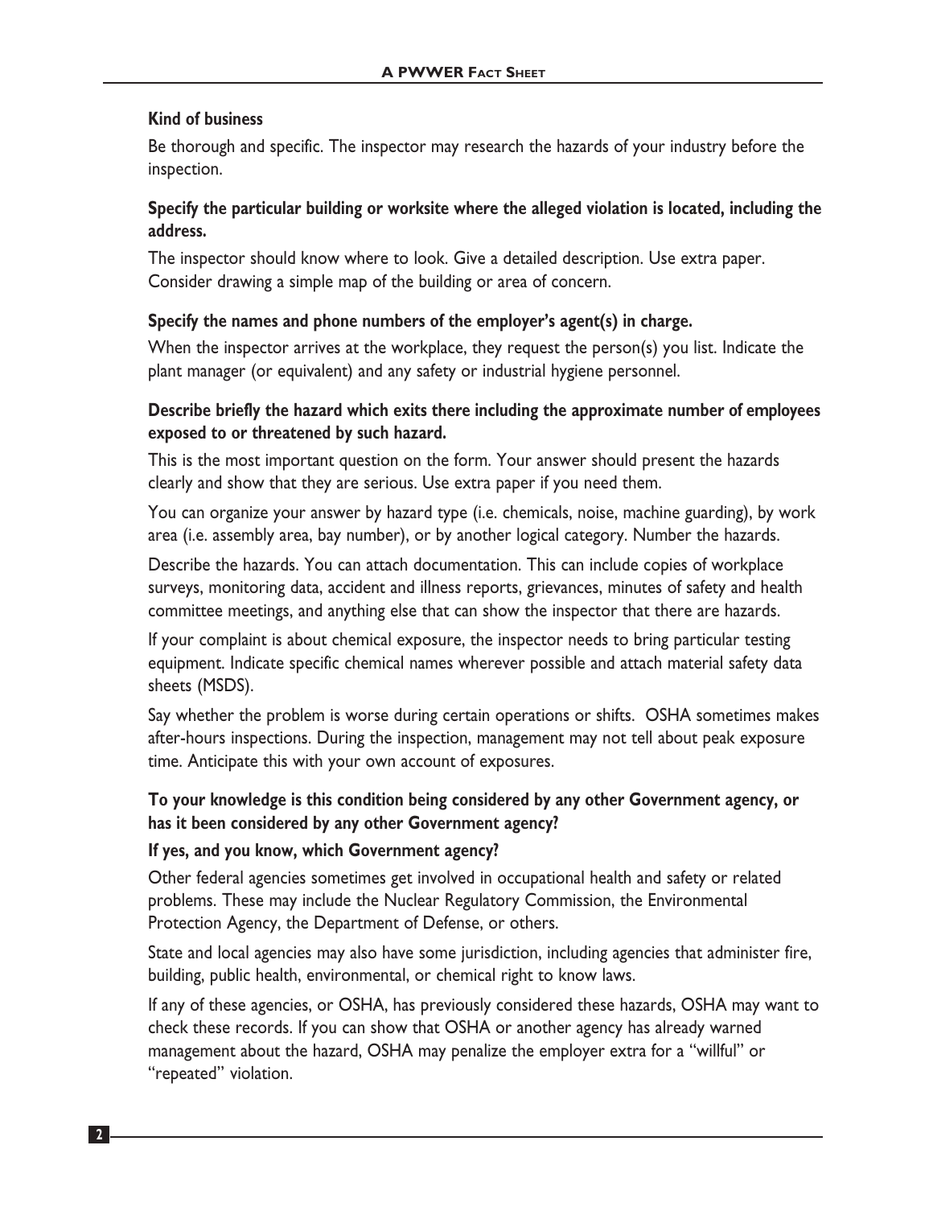**Kind of business**

Be thorough and specific. The inspector may research the hazards of your industry before the inspection.

**Specify the particular building or worksite where the alleged violation is located, including the address.**

The inspector should know where to look. Give a detailed description. Use extra paper. Consider drawing a simple map of the building or area of concern.

**Specify the names and phone numbers of the employer's agent(s) in charge.**

When the inspector arrives at the workplace, they request the person(s) you list. Indicate the plant manager (or equivalent) and any safety or industrial hygiene personnel.

**Describe briefly the hazard which exits there including the approximate number of employees exposed to or threatened by such hazard.**

This is the most important question on the form. Your answer should present the hazards clearly and show that they are serious. Use extra paper if you need them.

You can organize your answer by hazard type (i.e. chemicals, noise, machine guarding), by work area (i.e. assembly area, bay number), or by another logical category. Number the hazards.

Describe the hazards. You can attach documentation. This can include copies of workplace surveys, monitoring data, accident and illness reports, grievances, minutes of safety and health committee meetings, and anything else that can show the inspector that there are hazards.

If your complaint is about chemical exposure, the inspector needs to bring particular testing equipment. Indicate specific chemical names wherever possible and attach material safety data sheets (MSDS).

Say whether the problem is worse during certain operations or shifts. OSHA sometimes makes after-hours inspections. During the inspection, management may not tell about peak exposure time. Anticipate this with your own account of exposures.

**To your knowledge is this condition being considered by any other Government agency, or has it been considered by any other Government agency?**

**If yes, and you know, which Government agency?**

Other federal agencies sometimes get involved in occupational health and safety or related problems. These may include the Nuclear Regulatory Commission, the Environmental Protection Agency, the Department of Defense, or others.

State and local agencies may also have some jurisdiction, including agencies that administer fire, building, public health, environmental, or chemical right to know laws.

If any of these agencies, or OSHA, has previously considered these hazards, OSHA may want to check these records. If you can show that OSHA or another agency has already warned management about the hazard, OSHA may penalize the employer extra for a "willful" or "repeated" violation.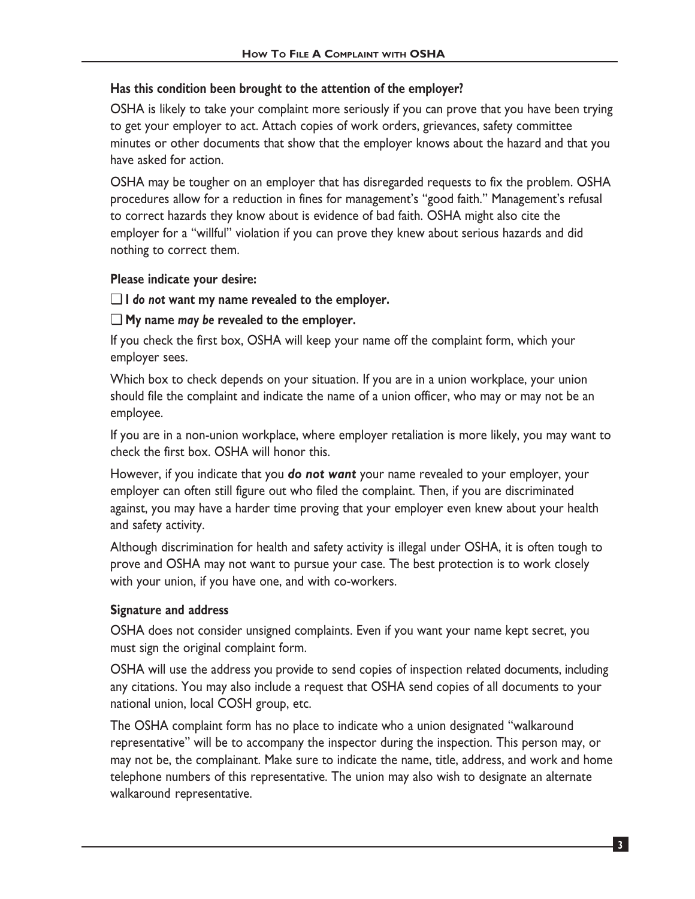### Has this condition been brought to the attention of the employer?

OSHA is likely to take your complaint more seriously if you can prove that you have been trying to get your employer to act. Attach copies of work orders, grievances, safety committee minutes or other documents that show that the employer knows about the hazard and that you have asked for action.

OSHA may be tougher on an employer that has disregarded requests to fix the problem. OSHA procedures allow for a reduction in fines for management's "good faith." Management's refusal to correct hazards they know about is evidence of bad faith. OSHA might also cite the employer for a "willful" violation if you can prove they knew about serious hazards and did nothing to correct them.

### Please indicate your desire:

❑ **I *do not* want my name revealed to the employer.**

❑ **My name *may be* revealed to the employer.**

If you check the first box, OSHA will keep your name off the complaint form, which your employer sees.

Which box to check depends on your situation. If you are in a union workplace, your union should file the complaint and indicate the name of a union officer, who may or may not be an employee.

If you are in a non-union workplace, where employer retaliation is more likely, you may want to check the first box. OSHA will honor this.

However, if you indicate that you ***do not want*** your name revealed to your employer, your employer can often still figure out who filed the complaint. Then, if you are discriminated against, you may have a harder time proving that your employer even knew about your health and safety activity.

Although discrimination for health and safety activity is illegal under OSHA, it is often tough to prove and OSHA may not want to pursue your case. The best protection is to work closely with your union, if you have one, and with co-workers.

### Signature and address

OSHA does not consider unsigned complaints. Even if you want your name kept secret, you must sign the original complaint form.

OSHA will use the address you provide to send copies of inspection related documents, including any citations. You may also include a request that OSHA send copies of all documents to your national union, local COSH group, etc.

The OSHA complaint form has no place to indicate who a union designated "walkaround representative" will be to accompany the inspector during the inspection. This person may, or may not be, the complainant. Make sure to indicate the name, title, address, and work and home telephone numbers of this representative. The union may also wish to designate an alternate walkaround representative.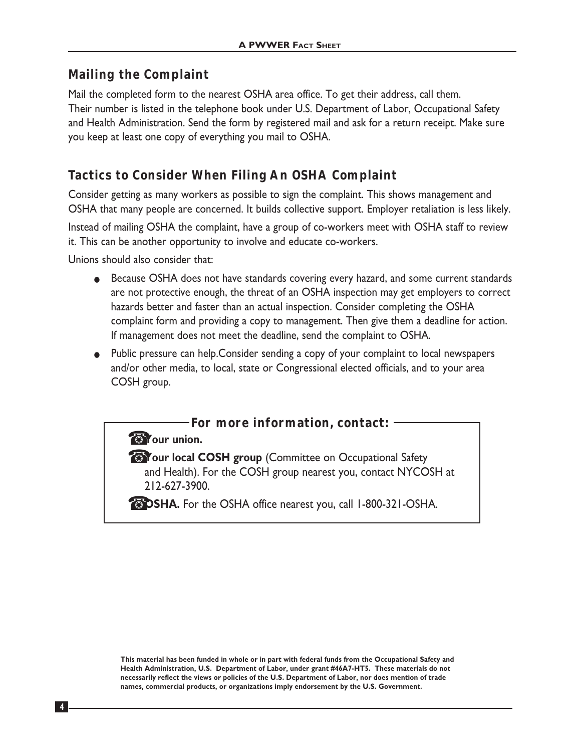## Mailing the Complaint

Mail the completed form to the nearest OSHA area office. To get their address, call them. Their number is listed in the telephone book under U.S. Department of Labor, Occupational Safety and Health Administration. Send the form by registered mail and ask for a return receipt. Make sure you keep at least one copy of everything you mail to OSHA.

## Tactics to Consider When Filing An OSHA Complaint

Consider getting as many workers as possible to sign the complaint. This shows management and OSHA that many people are concerned. It builds collective support. Employer retaliation is less likely.

Instead of mailing OSHA the complaint, have a group of co-workers meet with OSHA staff to review it. This can be another opportunity to involve and educate co-workers.

Unions should also consider that:

- Because OSHA does not have standards covering every hazard, and some current standards are not protective enough, the threat of an OSHA inspection may get employers to correct hazards better and faster than an actual inspection. Consider completing the OSHA complaint form and providing a copy to management. Then give them a deadline for action. If management does not meet the deadline, send the complaint to OSHA.
- Public pressure can help.Consider sending a copy of your complaint to local newspapers and/or other media, to local, state or Congressional elected officials, and to your area COSH group.

### For more information, contact:

☎ **Your union.**

☎ **Your local COSH group** (Committee on Occupational Safety and Health). For the COSH group nearest you, contact NYCOSH at 212-627-3900.

☎ **OSHA.** For the OSHA office nearest you, call 1-800-321-OSHA.

**This material has been funded in whole or in part with federal funds from the Occupational Safety and Health Administration, U.S. Department of Labor, under grant #46A7-HT5. These materials do not necessarily reflect the views or policies of the U.S. Department of Labor, nor does mention of trade names, commercial products, or organizations imply endorsement by the U.S. Government.**